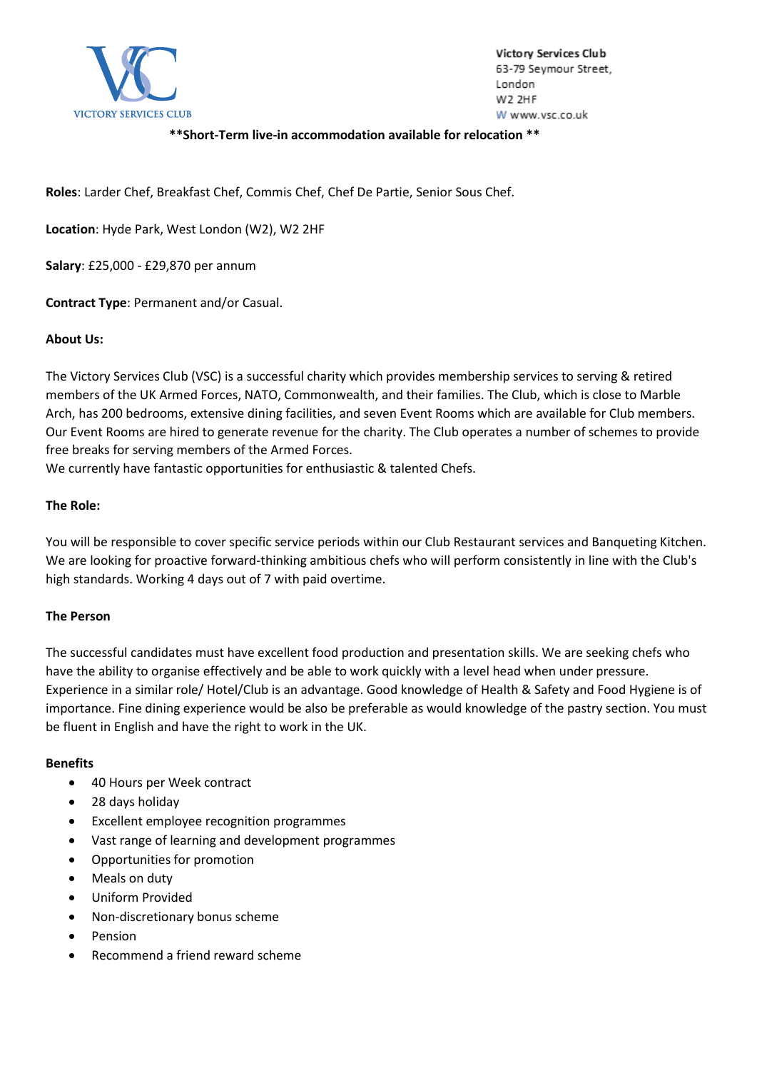VICTORY SERVICES CLUB

Victory Services Club
63-79 Seymour Street,
London
W2 2HF
W www.vsc.co.uk

**\*\*Short-Term live-in accommodation available for relocation \*\***

**Roles**: Larder Chef, Breakfast Chef, Commis Chef, Chef De Partie, Senior Sous Chef.

**Location**: Hyde Park, West London (W2), W2 2HF

**Salary**: £25,000 - £29,870 per annum

**Contract Type**: Permanent and/or Casual.

**About Us:**

The Victory Services Club (VSC) is a successful charity which provides membership services to serving & retired members of the UK Armed Forces, NATO, Commonwealth, and their families. The Club, which is close to Marble Arch, has 200 bedrooms, extensive dining facilities, and seven Event Rooms which are available for Club members. Our Event Rooms are hired to generate revenue for the charity. The Club operates a number of schemes to provide free breaks for serving members of the Armed Forces.
We currently have fantastic opportunities for enthusiastic & talented Chefs.

**The Role:**

You will be responsible to cover specific service periods within our Club Restaurant services and Banqueting Kitchen. We are looking for proactive forward-thinking ambitious chefs who will perform consistently in line with the Club's high standards. Working 4 days out of 7 with paid overtime.

**The Person**

The successful candidates must have excellent food production and presentation skills. We are seeking chefs who have the ability to organise effectively and be able to work quickly with a level head when under pressure. Experience in a similar role/ Hotel/Club is an advantage. Good knowledge of Health & Safety and Food Hygiene is of importance. Fine dining experience would be also be preferable as would knowledge of the pastry section. You must be fluent in English and have the right to work in the UK.

**Benefits**

- 40 Hours per Week contract
- 28 days holiday
- Excellent employee recognition programmes
- Vast range of learning and development programmes
- Opportunities for promotion
- Meals on duty
- Uniform Provided
- Non-discretionary bonus scheme
- Pension
- Recommend a friend reward scheme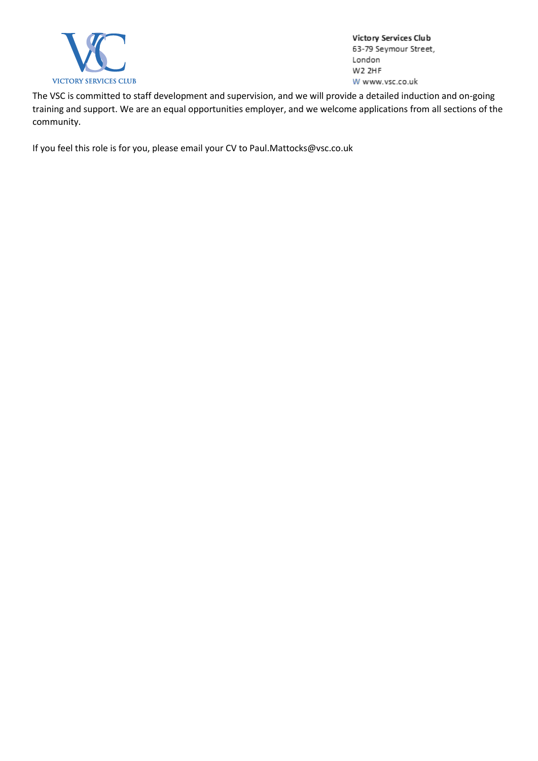The VSC is committed to staff development and supervision, and we will provide a detailed induction and on-going training and support. We are an equal opportunities employer, and we welcome applications from all sections of the community.

If you feel this role is for you, please email your CV to Paul.Mattocks@vsc.co.uk